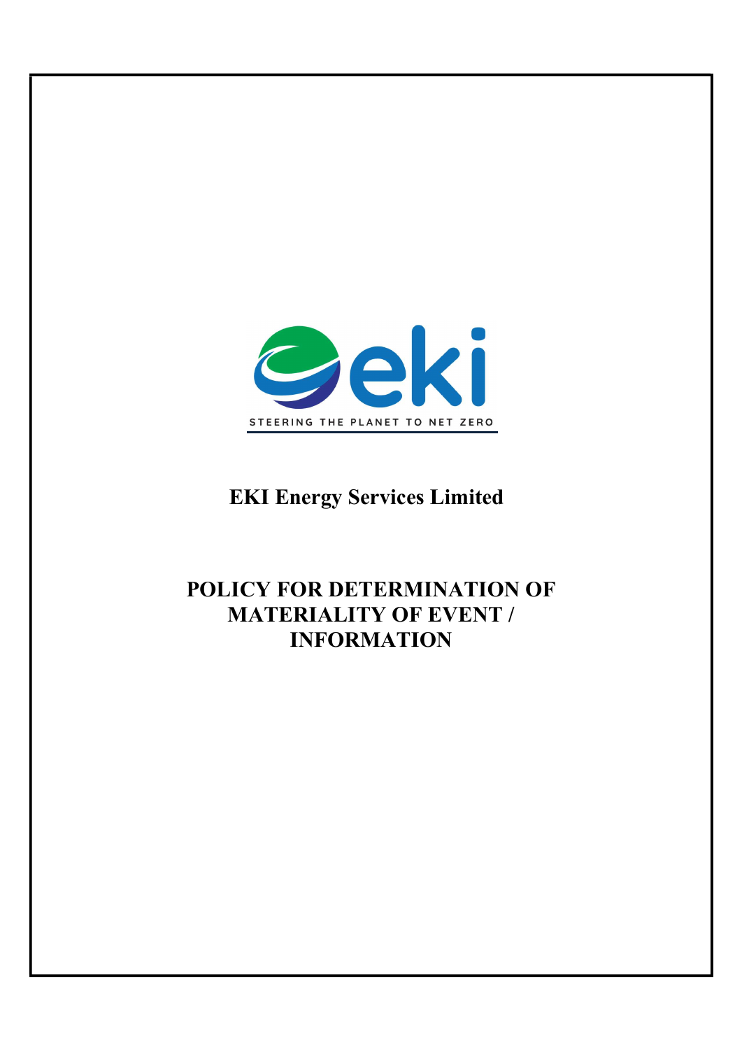STEERING THE PLANET TO NET ZERO

# EKI Energy Services Limited

# POLICY FOR DETERMINATION OF MATERIALITY OF EVENT / INFORMATION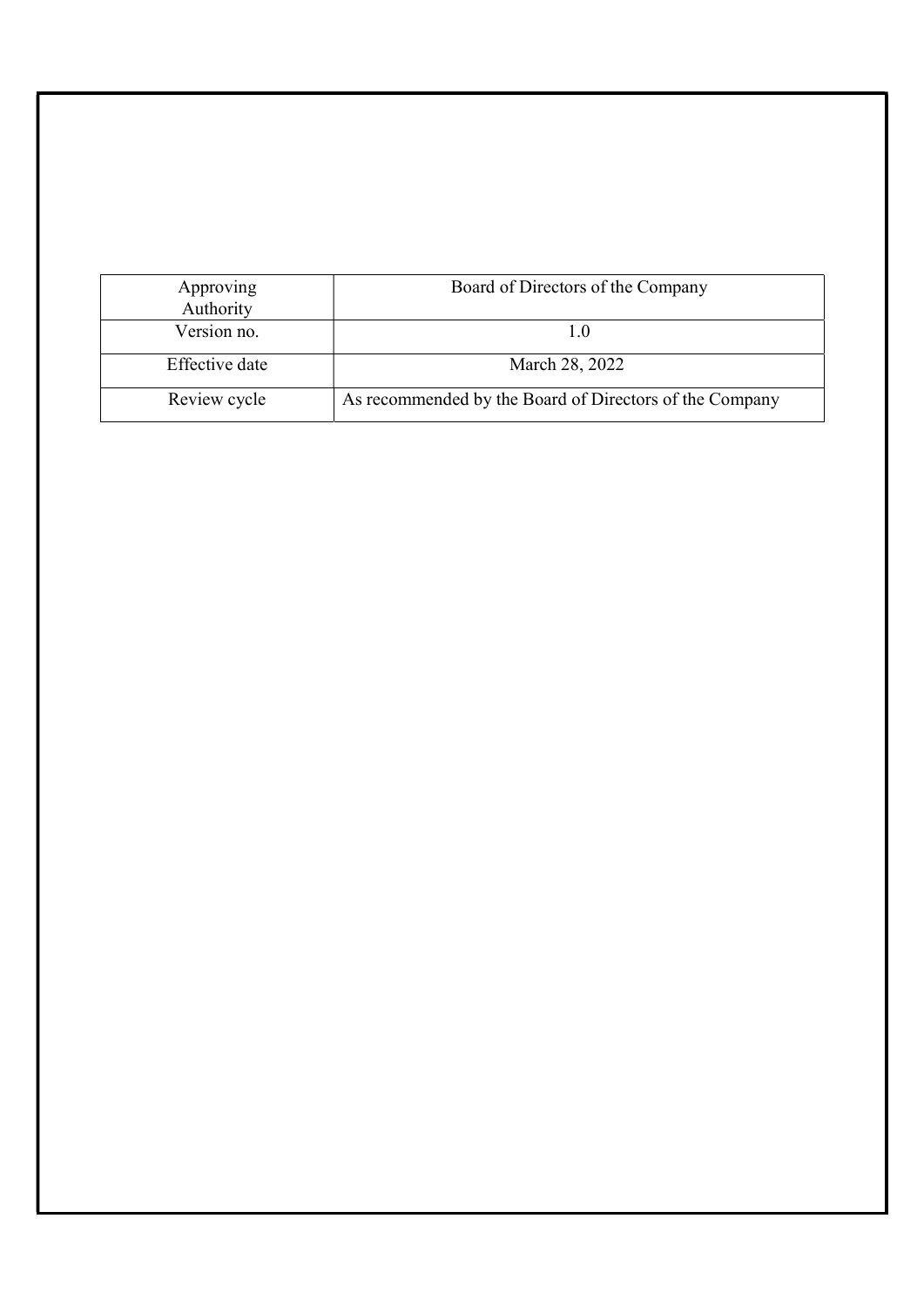| Approving Authority | Board of Directors of the Company |
| --- | --- |
| Version no. | 1.0 |
| Effective date | March 28, 2022 |
| Review cycle | As recommended by the Board of Directors of the Company |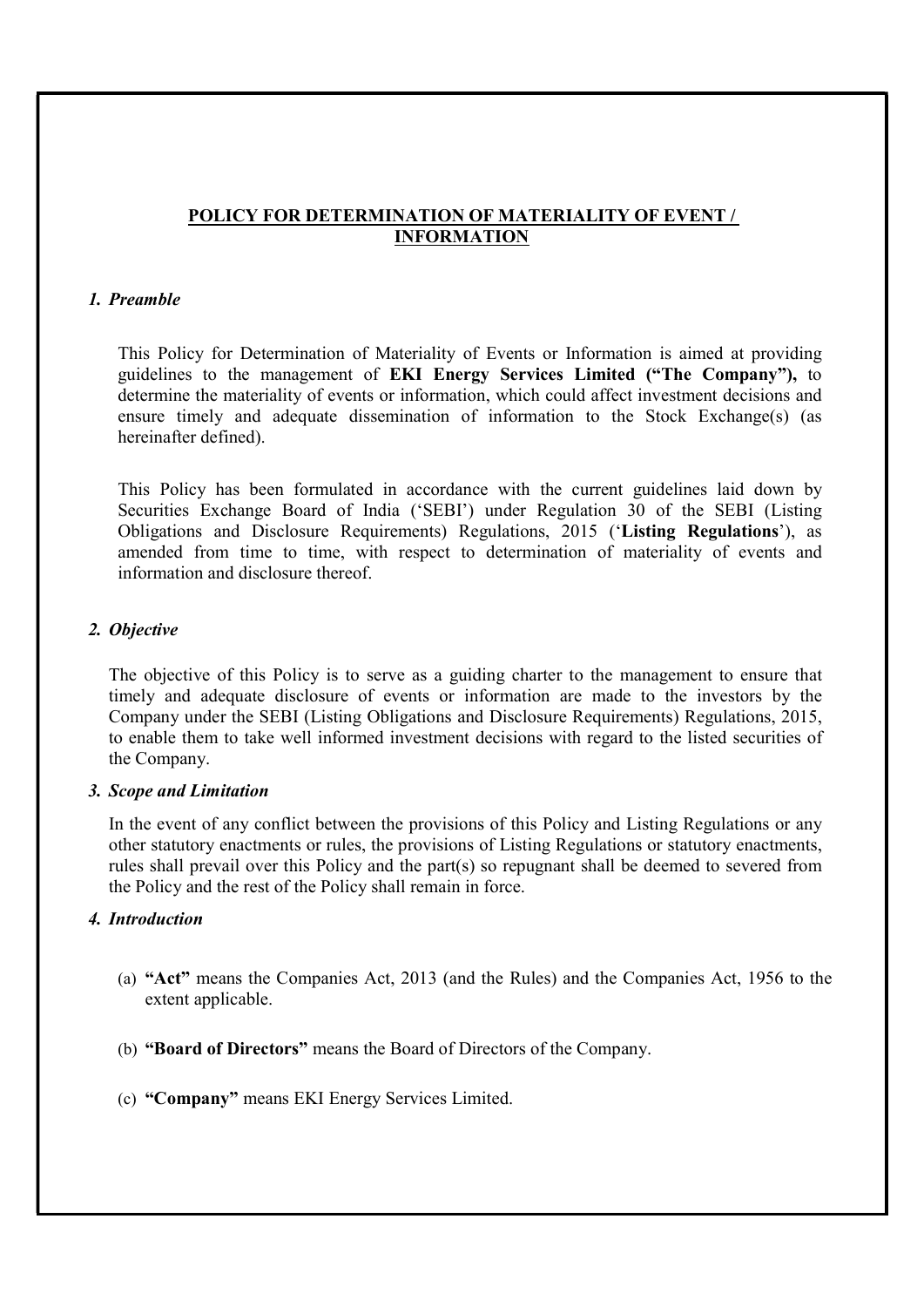## POLICY FOR DETERMINATION OF MATERIALITY OF EVENT / INFORMATION

### *1. Preamble*

This Policy for Determination of Materiality of Events or Information is aimed at providing guidelines to the management of **EKI Energy Services Limited ("The Company"),** to determine the materiality of events or information, which could affect investment decisions and ensure timely and adequate dissemination of information to the Stock Exchange(s) (as hereinafter defined).

This Policy has been formulated in accordance with the current guidelines laid down by Securities Exchange Board of India ('SEBI') under Regulation 30 of the SEBI (Listing Obligations and Disclosure Requirements) Regulations, 2015 ('**Listing Regulations**'), as amended from time to time, with respect to determination of materiality of events and information and disclosure thereof.

### *2. Objective*

The objective of this Policy is to serve as a guiding charter to the management to ensure that timely and adequate disclosure of events or information are made to the investors by the Company under the SEBI (Listing Obligations and Disclosure Requirements) Regulations, 2015, to enable them to take well informed investment decisions with regard to the listed securities of the Company.

### *3. Scope and Limitation*

In the event of any conflict between the provisions of this Policy and Listing Regulations or any other statutory enactments or rules, the provisions of Listing Regulations or statutory enactments, rules shall prevail over this Policy and the part(s) so repugnant shall be deemed to severed from the Policy and the rest of the Policy shall remain in force.

### *4. Introduction*

(a) **"Act"** means the Companies Act, 2013 (and the Rules) and the Companies Act, 1956 to the extent applicable.

(b) **"Board of Directors"** means the Board of Directors of the Company.

(c) **"Company"** means EKI Energy Services Limited.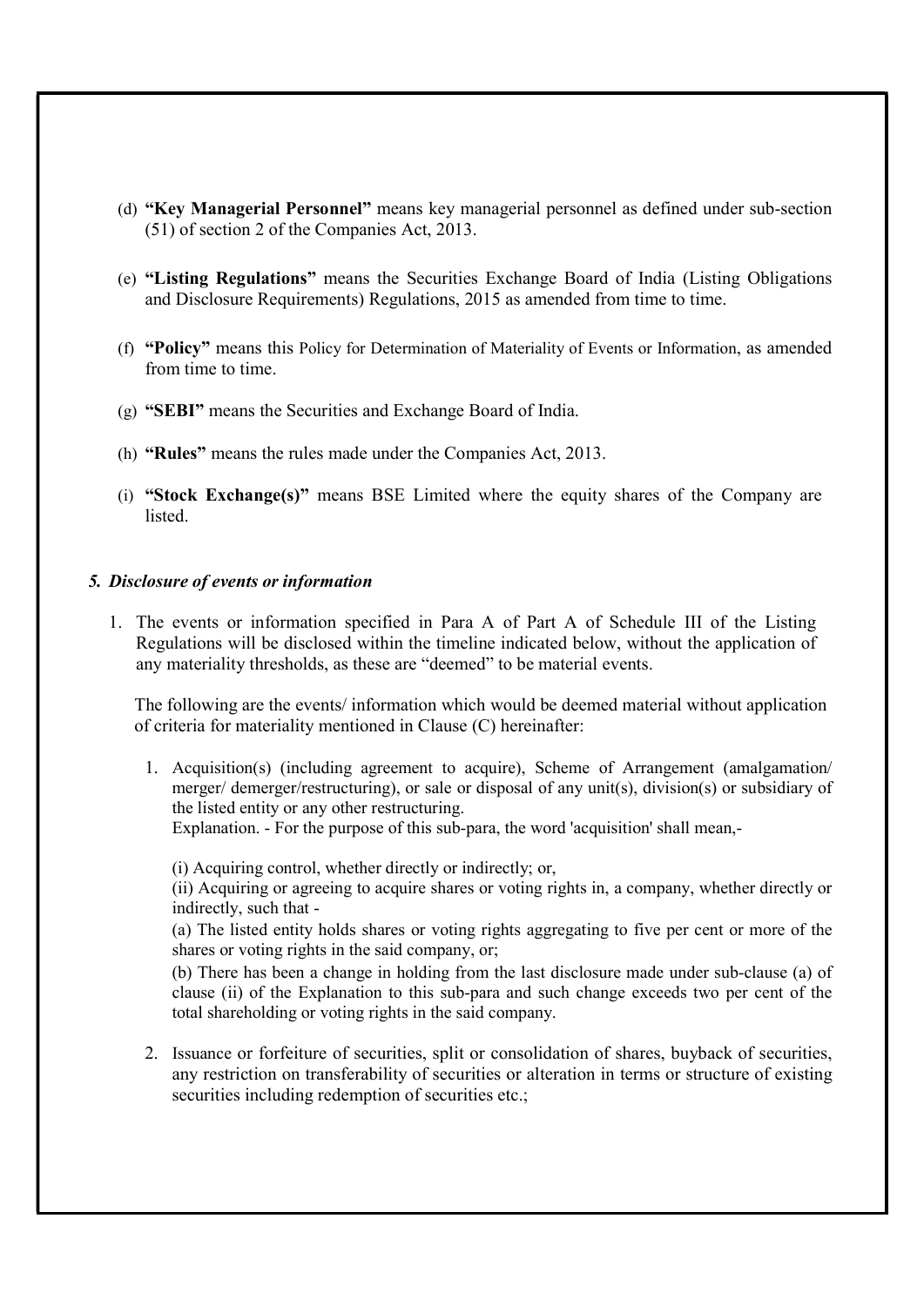(d) **"Key Managerial Personnel"** means key managerial personnel as defined under sub-section (51) of section 2 of the Companies Act, 2013.

(e) **"Listing Regulations"** means the Securities Exchange Board of India (Listing Obligations and Disclosure Requirements) Regulations, 2015 as amended from time to time.

(f) **"Policy"** means this Policy for Determination of Materiality of Events or Information, as amended from time to time.

(g) **"SEBI"** means the Securities and Exchange Board of India.

(h) **"Rules"** means the rules made under the Companies Act, 2013.

(i) **"Stock Exchange(s)"** means BSE Limited where the equity shares of the Company are listed.

### *5. Disclosure of events or information*

1. The events or information specified in Para A of Part A of Schedule III of the Listing Regulations will be disclosed within the timeline indicated below, without the application of any materiality thresholds, as these are "deemed" to be material events.

   The following are the events/ information which would be deemed material without application of criteria for materiality mentioned in Clause (C) hereinafter:

   1. Acquisition(s) (including agreement to acquire), Scheme of Arrangement (amalgamation/ merger/ demerger/restructuring), or sale or disposal of any unit(s), division(s) or subsidiary of the listed entity or any other restructuring.
      Explanation. - For the purpose of this sub-para, the word 'acquisition' shall mean,-

      (i) Acquiring control, whether directly or indirectly; or,

      (ii) Acquiring or agreeing to acquire shares or voting rights in, a company, whether directly or indirectly, such that -

      (a) The listed entity holds shares or voting rights aggregating to five per cent or more of the shares or voting rights in the said company, or;

      (b) There has been a change in holding from the last disclosure made under sub-clause (a) of clause (ii) of the Explanation to this sub-para and such change exceeds two per cent of the total shareholding or voting rights in the said company.

   2. Issuance or forfeiture of securities, split or consolidation of shares, buyback of securities, any restriction on transferability of securities or alteration in terms or structure of existing securities including redemption of securities etc.;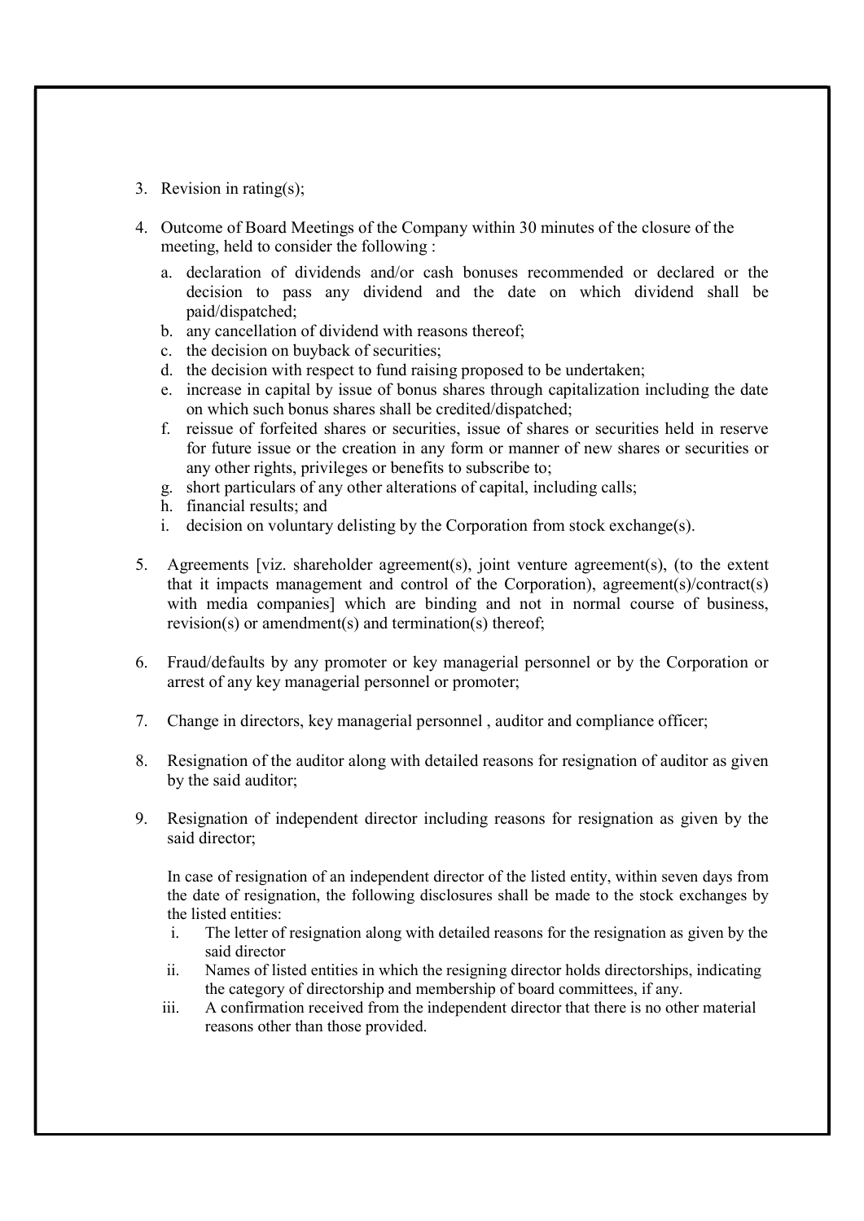3. Revision in rating(s);

4. Outcome of Board Meetings of the Company within 30 minutes of the closure of the meeting, held to consider the following :

   a. declaration of dividends and/or cash bonuses recommended or declared or the decision to pass any dividend and the date on which dividend shall be paid/dispatched;
   b. any cancellation of dividend with reasons thereof;
   c. the decision on buyback of securities;
   d. the decision with respect to fund raising proposed to be undertaken;
   e. increase in capital by issue of bonus shares through capitalization including the date on which such bonus shares shall be credited/dispatched;
   f. reissue of forfeited shares or securities, issue of shares or securities held in reserve for future issue or the creation in any form or manner of new shares or securities or any other rights, privileges or benefits to subscribe to;
   g. short particulars of any other alterations of capital, including calls;
   h. financial results; and
   i. decision on voluntary delisting by the Corporation from stock exchange(s).

5. Agreements [viz. shareholder agreement(s), joint venture agreement(s), (to the extent that it impacts management and control of the Corporation), agreement(s)/contract(s) with media companies] which are binding and not in normal course of business, revision(s) or amendment(s) and termination(s) thereof;

6. Fraud/defaults by any promoter or key managerial personnel or by the Corporation or arrest of any key managerial personnel or promoter;

7. Change in directors, key managerial personnel , auditor and compliance officer;

8. Resignation of the auditor along with detailed reasons for resignation of auditor as given by the said auditor;

9. Resignation of independent director including reasons for resignation as given by the said director;

   In case of resignation of an independent director of the listed entity, within seven days from the date of resignation, the following disclosures shall be made to the stock exchanges by the listed entities:

   i. The letter of resignation along with detailed reasons for the resignation as given by the said director
   ii. Names of listed entities in which the resigning director holds directorships, indicating the category of directorship and membership of board committees, if any.
   iii. A confirmation received from the independent director that there is no other material reasons other than those provided.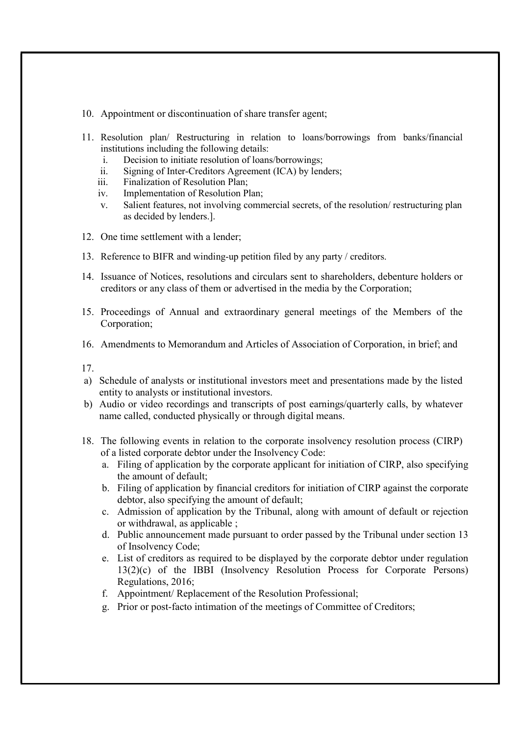10. Appointment or discontinuation of share transfer agent;

11. Resolution plan/ Restructuring in relation to loans/borrowings from banks/financial institutions including the following details:
    i. Decision to initiate resolution of loans/borrowings;
    ii. Signing of Inter-Creditors Agreement (ICA) by lenders;
    iii. Finalization of Resolution Plan;
    iv. Implementation of Resolution Plan;
    v. Salient features, not involving commercial secrets, of the resolution/ restructuring plan as decided by lenders.].

12. One time settlement with a lender;

13. Reference to BIFR and winding-up petition filed by any party / creditors.

14. Issuance of Notices, resolutions and circulars sent to shareholders, debenture holders or creditors or any class of them or advertised in the media by the Corporation;

15. Proceedings of Annual and extraordinary general meetings of the Members of the Corporation;

16. Amendments to Memorandum and Articles of Association of Corporation, in brief; and

17.

a) Schedule of analysts or institutional investors meet and presentations made by the listed entity to analysts or institutional investors.

b) Audio or video recordings and transcripts of post earnings/quarterly calls, by whatever name called, conducted physically or through digital means.

18. The following events in relation to the corporate insolvency resolution process (CIRP) of a listed corporate debtor under the Insolvency Code:
    a. Filing of application by the corporate applicant for initiation of CIRP, also specifying the amount of default;
    b. Filing of application by financial creditors for initiation of CIRP against the corporate debtor, also specifying the amount of default;
    c. Admission of application by the Tribunal, along with amount of default or rejection or withdrawal, as applicable ;
    d. Public announcement made pursuant to order passed by the Tribunal under section 13 of Insolvency Code;
    e. List of creditors as required to be displayed by the corporate debtor under regulation 13(2)(c) of the IBBI (Insolvency Resolution Process for Corporate Persons) Regulations, 2016;
    f. Appointment/ Replacement of the Resolution Professional;
    g. Prior or post-facto intimation of the meetings of Committee of Creditors;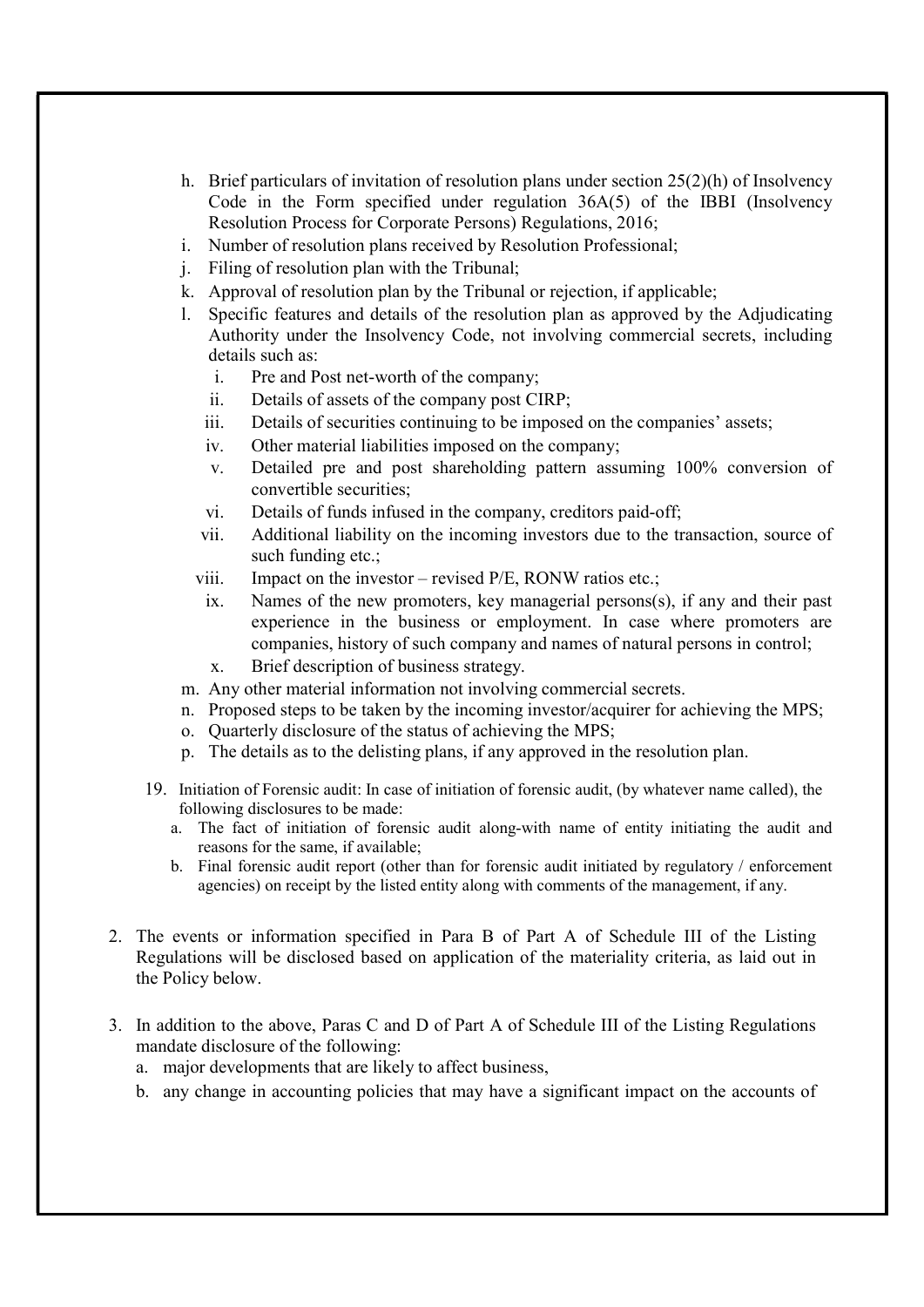h. Brief particulars of invitation of resolution plans under section 25(2)(h) of Insolvency Code in the Form specified under regulation 36A(5) of the IBBI (Insolvency Resolution Process for Corporate Persons) Regulations, 2016;

i. Number of resolution plans received by Resolution Professional;

j. Filing of resolution plan with the Tribunal;

k. Approval of resolution plan by the Tribunal or rejection, if applicable;

l. Specific features and details of the resolution plan as approved by the Adjudicating Authority under the Insolvency Code, not involving commercial secrets, including details such as:

   i. Pre and Post net-worth of the company;
   
   ii. Details of assets of the company post CIRP;
   
   iii. Details of securities continuing to be imposed on the companies' assets;
   
   iv. Other material liabilities imposed on the company;
   
   v. Detailed pre and post shareholding pattern assuming 100% conversion of convertible securities;
   
   vi. Details of funds infused in the company, creditors paid-off;
   
   vii. Additional liability on the incoming investors due to the transaction, source of such funding etc.;
   
   viii. Impact on the investor – revised P/E, RONW ratios etc.;
   
   ix. Names of the new promoters, key managerial persons(s), if any and their past experience in the business or employment. In case where promoters are companies, history of such company and names of natural persons in control;
   
   x. Brief description of business strategy.

m. Any other material information not involving commercial secrets.

n. Proposed steps to be taken by the incoming investor/acquirer for achieving the MPS;

o. Quarterly disclosure of the status of achieving the MPS;

p. The details as to the delisting plans, if any approved in the resolution plan.

19. Initiation of Forensic audit: In case of initiation of forensic audit, (by whatever name called), the following disclosures to be made:

    a. The fact of initiation of forensic audit along-with name of entity initiating the audit and reasons for the same, if available;
    
    b. Final forensic audit report (other than for forensic audit initiated by regulatory / enforcement agencies) on receipt by the listed entity along with comments of the management, if any.

2. The events or information specified in Para B of Part A of Schedule III of the Listing Regulations will be disclosed based on application of the materiality criteria, as laid out in the Policy below.

3. In addition to the above, Paras C and D of Part A of Schedule III of the Listing Regulations mandate disclosure of the following:

   a. major developments that are likely to affect business,
   
   b. any change in accounting policies that may have a significant impact on the accounts of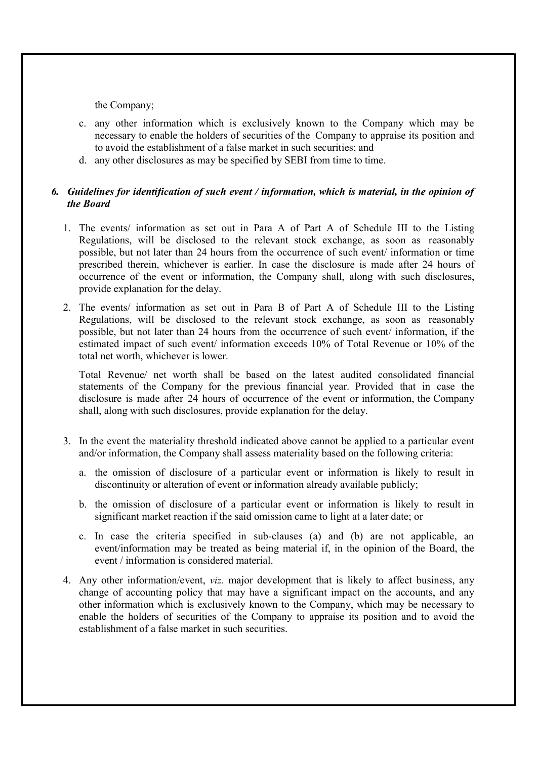the Company;

c. any other information which is exclusively known to the Company which may be necessary to enable the holders of securities of the Company to appraise its position and to avoid the establishment of a false market in such securities; and
d. any other disclosures as may be specified by SEBI from time to time.

### 6. *Guidelines for identification of such event / information, which is material, in the opinion of the Board*

1. The events/ information as set out in Para A of Part A of Schedule III to the Listing Regulations, will be disclosed to the relevant stock exchange, as soon as reasonably possible, but not later than 24 hours from the occurrence of such event/ information or time prescribed therein, whichever is earlier. In case the disclosure is made after 24 hours of occurrence of the event or information, the Company shall, along with such disclosures, provide explanation for the delay.

2. The events/ information as set out in Para B of Part A of Schedule III to the Listing Regulations, will be disclosed to the relevant stock exchange, as soon as reasonably possible, but not later than 24 hours from the occurrence of such event/ information, if the estimated impact of such event/ information exceeds 10% of Total Revenue or 10% of the total net worth, whichever is lower.

   Total Revenue/ net worth shall be based on the latest audited consolidated financial statements of the Company for the previous financial year. Provided that in case the disclosure is made after 24 hours of occurrence of the event or information, the Company shall, along with such disclosures, provide explanation for the delay.

3. In the event the materiality threshold indicated above cannot be applied to a particular event and/or information, the Company shall assess materiality based on the following criteria:

   a. the omission of disclosure of a particular event or information is likely to result in discontinuity or alteration of event or information already available publicly;

   b. the omission of disclosure of a particular event or information is likely to result in significant market reaction if the said omission came to light at a later date; or

   c. In case the criteria specified in sub-clauses (a) and (b) are not applicable, an event/information may be treated as being material if, in the opinion of the Board, the event / information is considered material.

4. Any other information/event, *viz.* major development that is likely to affect business, any change of accounting policy that may have a significant impact on the accounts, and any other information which is exclusively known to the Company, which may be necessary to enable the holders of securities of the Company to appraise its position and to avoid the establishment of a false market in such securities.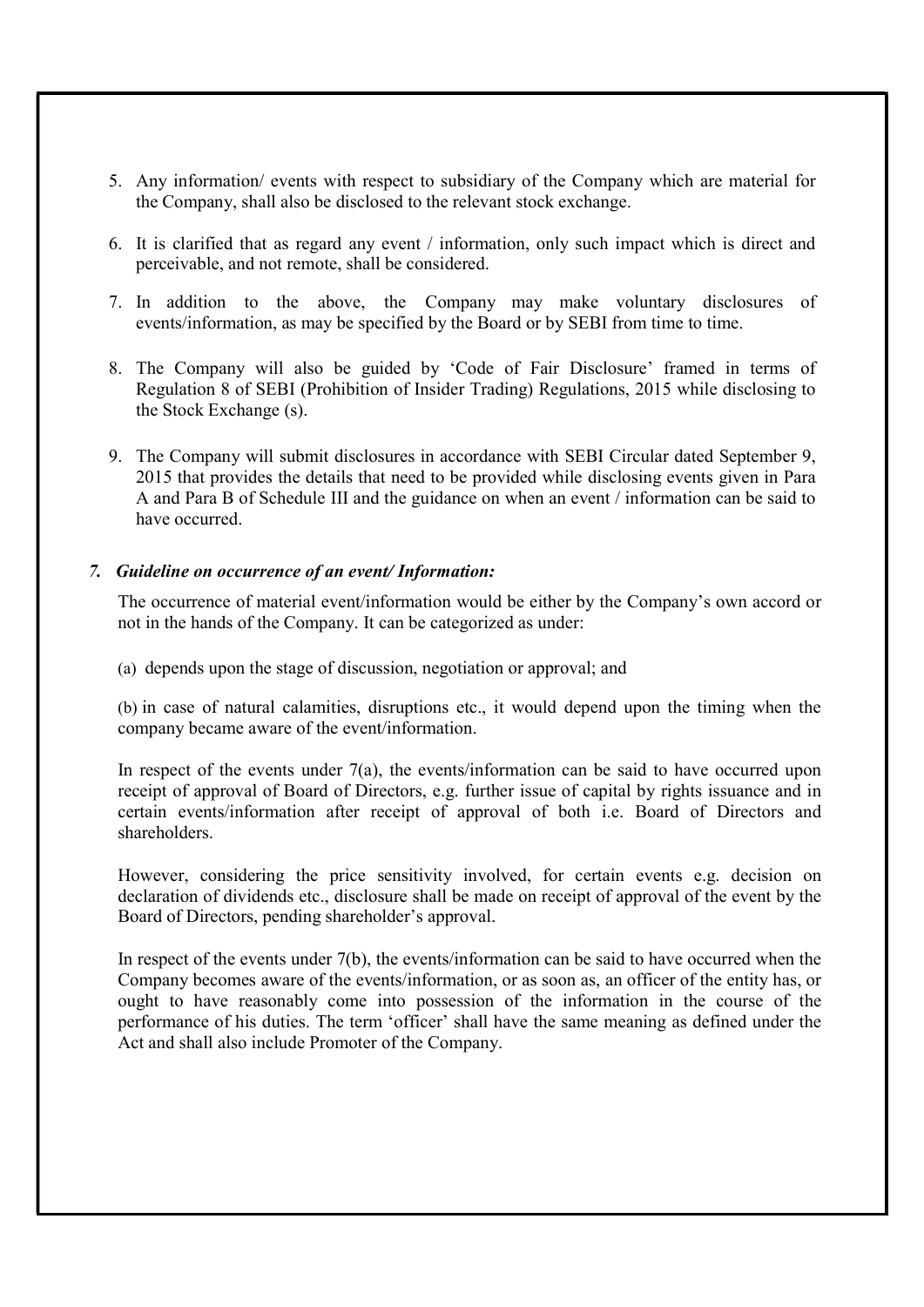5. Any information/ events with respect to subsidiary of the Company which are material for the Company, shall also be disclosed to the relevant stock exchange.

6. It is clarified that as regard any event / information, only such impact which is direct and perceivable, and not remote, shall be considered.

7. In addition to the above, the Company may make voluntary disclosures of events/information, as may be specified by the Board or by SEBI from time to time.

8. The Company will also be guided by 'Code of Fair Disclosure' framed in terms of Regulation 8 of SEBI (Prohibition of Insider Trading) Regulations, 2015 while disclosing to the Stock Exchange (s).

9. The Company will submit disclosures in accordance with SEBI Circular dated September 9, 2015 that provides the details that need to be provided while disclosing events given in Para A and Para B of Schedule III and the guidance on when an event / information can be said to have occurred.

### *7. Guideline on occurrence of an event/ Information:*

The occurrence of material event/information would be either by the Company's own accord or not in the hands of the Company. It can be categorized as under:

(a) depends upon the stage of discussion, negotiation or approval; and

(b) in case of natural calamities, disruptions etc., it would depend upon the timing when the company became aware of the event/information.

In respect of the events under 7(a), the events/information can be said to have occurred upon receipt of approval of Board of Directors, e.g. further issue of capital by rights issuance and in certain events/information after receipt of approval of both i.e. Board of Directors and shareholders.

However, considering the price sensitivity involved, for certain events e.g. decision on declaration of dividends etc., disclosure shall be made on receipt of approval of the event by the Board of Directors, pending shareholder's approval.

In respect of the events under 7(b), the events/information can be said to have occurred when the Company becomes aware of the events/information, or as soon as, an officer of the entity has, or ought to have reasonably come into possession of the information in the course of the performance of his duties. The term 'officer' shall have the same meaning as defined under the Act and shall also include Promoter of the Company.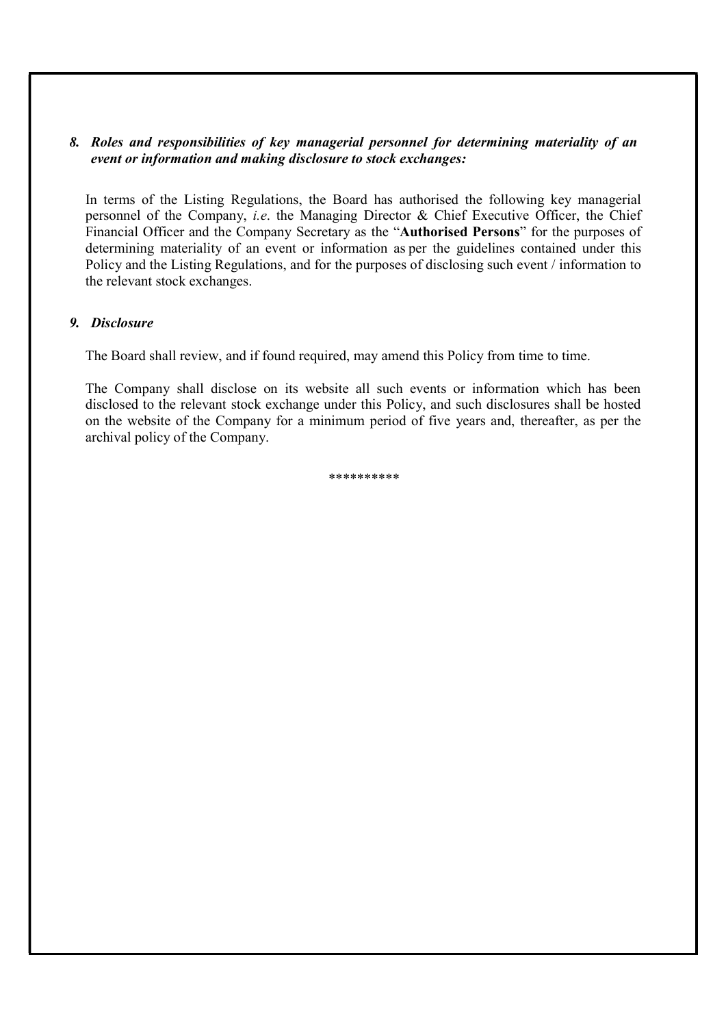## *8. Roles and responsibilities of key managerial personnel for determining materiality of an event or information and making disclosure to stock exchanges:*

In terms of the Listing Regulations, the Board has authorised the following key managerial personnel of the Company, *i.e*. the Managing Director & Chief Executive Officer, the Chief Financial Officer and the Company Secretary as the "**Authorised Persons**" for the purposes of determining materiality of an event or information as per the guidelines contained under this Policy and the Listing Regulations, and for the purposes of disclosing such event / information to the relevant stock exchanges.

## *9. Disclosure*

The Board shall review, and if found required, may amend this Policy from time to time.

The Company shall disclose on its website all such events or information which has been disclosed to the relevant stock exchange under this Policy, and such disclosures shall be hosted on the website of the Company for a minimum period of five years and, thereafter, as per the archival policy of the Company.

**********